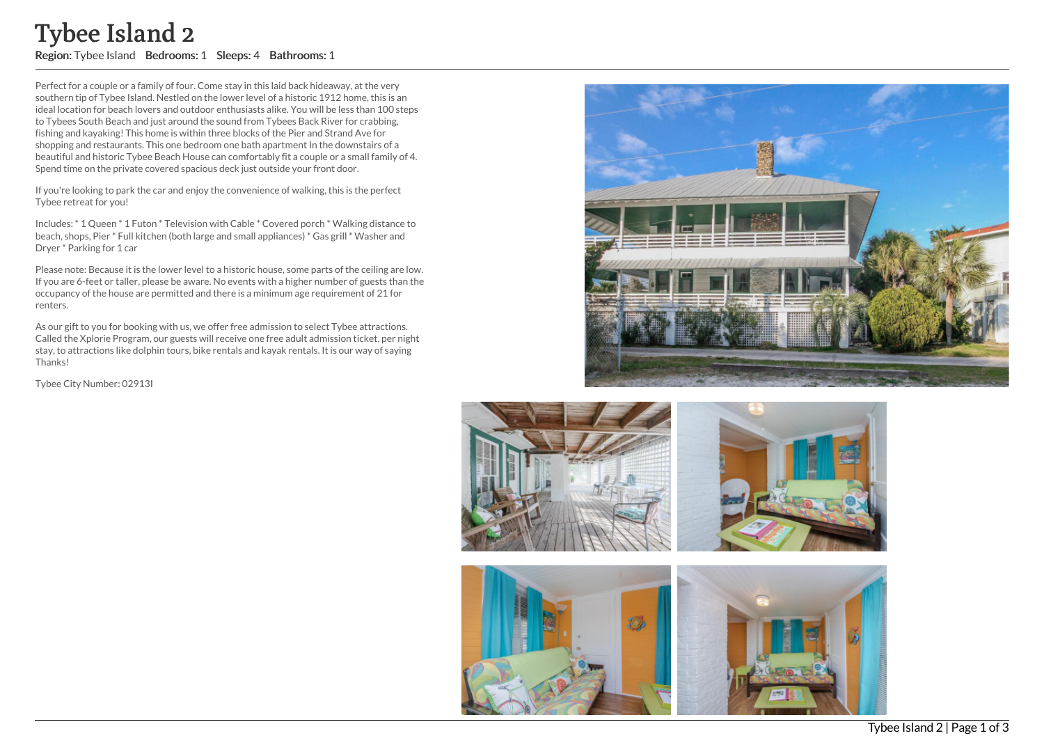# Tybee Island 2

**Region:** Tybee Island **Bedrooms:** 1 **Sleeps:** 4 **Bathrooms:** 1

Perfect for a couple or a family of four. Come stay in this laid back hideaway, at the very southern tip of Tybee Island. Nestled on the lower level of a historic 1912 home, this is an ideal location for beach lovers and outdoor enthusiasts alike. You will be less than 100 steps to Tybees South Beach and just around the sound from Tybees Back River for crabbing, fishing and kayaking! This home is within three blocks of the Pier and Strand Ave for shopping and restaurants. This one bedroom one bath apartment In the downstairs of a beautiful and historic Tybee Beach House can comfortably fit a couple or a small family of 4. Spend time on the private covered spacious deck just outside your front door.

If you're looking to park the car and enjoy the convenience of walking, this is the perfect Tybee retreat for you!

Includes: * 1 Queen * 1 Futon * Television with Cable * Covered porch * Walking distance to beach, shops, Pier * Full kitchen (both large and small appliances) * Gas grill * Washer and Dryer * Parking for 1 car

Please note: Because it is the lower level to a historic house, some parts of the ceiling are low. If you are 6-feet or taller, please be aware. No events with a higher number of guests than the occupancy of the house are permitted and there is a minimum age requirement of 21 for renters.

As our gift to you for booking with us, we offer free admission to select Tybee attractions. Called the Xplorie Program, our guests will receive one free adult admission ticket, per night stay, to attractions like dolphin tours, bike rentals and kayak rentals. It is our way of saying Thanks!

Tybee City Number: 02913I